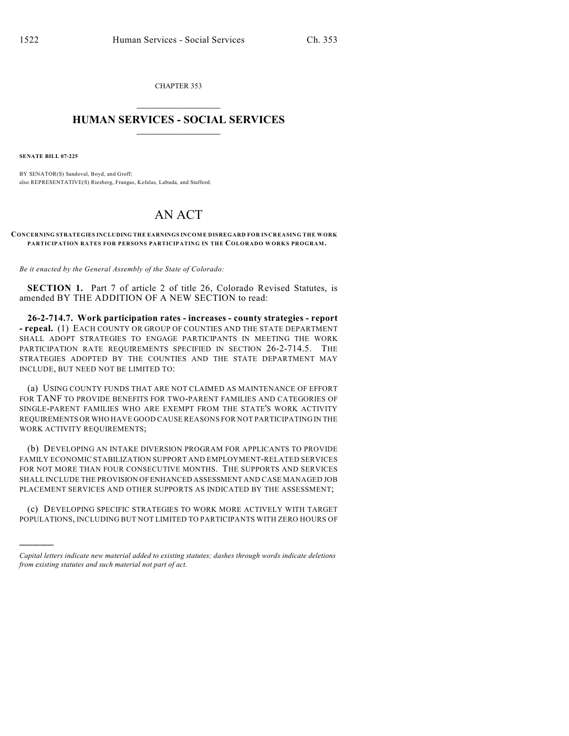CHAPTER 353

# HUMAN SERVICES - SOCIAL SERVICES

**SENATE BILL 07-225**

BY SENATOR(S) Sandoval, Boyd, and Groff;
also REPRESENTATIVE(S) Riesberg, Frangas, Kefalas, Labuda, and Stafford.

# AN ACT

**CONCERNING STRATEGIES INCLUDING THE EARNINGS INCOME DISREGARD FOR INCREASING THE WORK PARTICIPATION RATES FOR PERSONS PARTICIPATING IN THE COLORADO WORKS PROGRAM.**

*Be it enacted by the General Assembly of the State of Colorado:*

**SECTION 1.** Part 7 of article 2 of title 26, Colorado Revised Statutes, is amended BY THE ADDITION OF A NEW SECTION to read:

**26-2-714.7. Work participation rates - increases - county strategies - report - repeal.** (1) EACH COUNTY OR GROUP OF COUNTIES AND THE STATE DEPARTMENT SHALL ADOPT STRATEGIES TO ENGAGE PARTICIPANTS IN MEETING THE WORK PARTICIPATION RATE REQUIREMENTS SPECIFIED IN SECTION 26-2-714.5. THE STRATEGIES ADOPTED BY THE COUNTIES AND THE STATE DEPARTMENT MAY INCLUDE, BUT NEED NOT BE LIMITED TO:

(a) USING COUNTY FUNDS THAT ARE NOT CLAIMED AS MAINTENANCE OF EFFORT FOR TANF TO PROVIDE BENEFITS FOR TWO-PARENT FAMILIES AND CATEGORIES OF SINGLE-PARENT FAMILIES WHO ARE EXEMPT FROM THE STATE'S WORK ACTIVITY REQUIREMENTS OR WHO HAVE GOOD CAUSE REASONS FOR NOT PARTICIPATING IN THE WORK ACTIVITY REQUIREMENTS;

(b) DEVELOPING AN INTAKE DIVERSION PROGRAM FOR APPLICANTS TO PROVIDE FAMILY ECONOMIC STABILIZATION SUPPORT AND EMPLOYMENT-RELATED SERVICES FOR NOT MORE THAN FOUR CONSECUTIVE MONTHS. THE SUPPORTS AND SERVICES SHALL INCLUDE THE PROVISION OF ENHANCED ASSESSMENT AND CASE MANAGED JOB PLACEMENT SERVICES AND OTHER SUPPORTS AS INDICATED BY THE ASSESSMENT;

(c) DEVELOPING SPECIFIC STRATEGIES TO WORK MORE ACTIVELY WITH TARGET POPULATIONS, INCLUDING BUT NOT LIMITED TO PARTICIPANTS WITH ZERO HOURS OF

---

*Capital letters indicate new material added to existing statutes; dashes through words indicate deletions from existing statutes and such material not part of act.*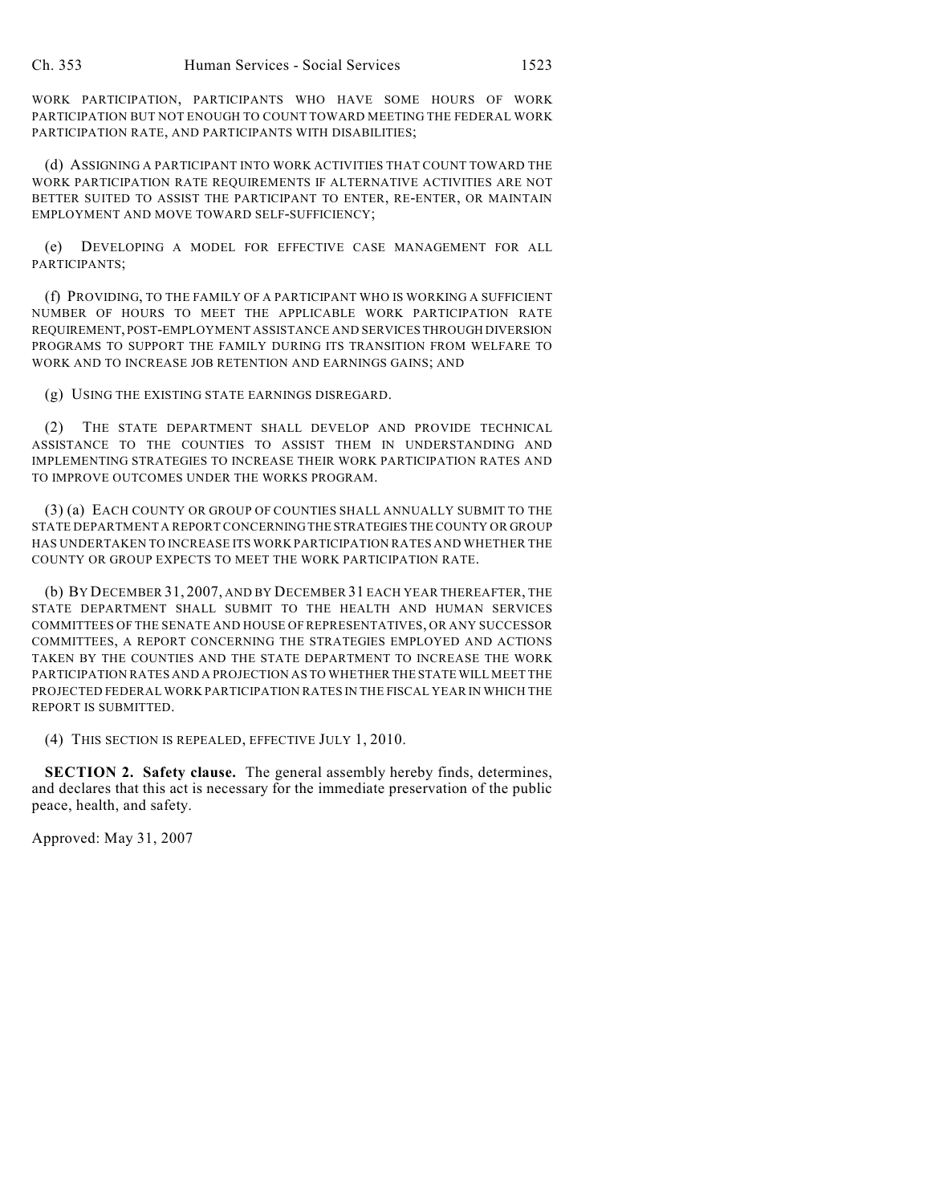WORK PARTICIPATION, PARTICIPANTS WHO HAVE SOME HOURS OF WORK PARTICIPATION BUT NOT ENOUGH TO COUNT TOWARD MEETING THE FEDERAL WORK PARTICIPATION RATE, AND PARTICIPANTS WITH DISABILITIES;

(d) ASSIGNING A PARTICIPANT INTO WORK ACTIVITIES THAT COUNT TOWARD THE WORK PARTICIPATION RATE REQUIREMENTS IF ALTERNATIVE ACTIVITIES ARE NOT BETTER SUITED TO ASSIST THE PARTICIPANT TO ENTER, RE-ENTER, OR MAINTAIN EMPLOYMENT AND MOVE TOWARD SELF-SUFFICIENCY;

(e) DEVELOPING A MODEL FOR EFFECTIVE CASE MANAGEMENT FOR ALL PARTICIPANTS;

(f) PROVIDING, TO THE FAMILY OF A PARTICIPANT WHO IS WORKING A SUFFICIENT NUMBER OF HOURS TO MEET THE APPLICABLE WORK PARTICIPATION RATE REQUIREMENT, POST-EMPLOYMENT ASSISTANCE AND SERVICES THROUGH DIVERSION PROGRAMS TO SUPPORT THE FAMILY DURING ITS TRANSITION FROM WELFARE TO WORK AND TO INCREASE JOB RETENTION AND EARNINGS GAINS; AND

(g) USING THE EXISTING STATE EARNINGS DISREGARD.

(2) THE STATE DEPARTMENT SHALL DEVELOP AND PROVIDE TECHNICAL ASSISTANCE TO THE COUNTIES TO ASSIST THEM IN UNDERSTANDING AND IMPLEMENTING STRATEGIES TO INCREASE THEIR WORK PARTICIPATION RATES AND TO IMPROVE OUTCOMES UNDER THE WORKS PROGRAM.

(3) (a) EACH COUNTY OR GROUP OF COUNTIES SHALL ANNUALLY SUBMIT TO THE STATE DEPARTMENT A REPORT CONCERNING THE STRATEGIES THE COUNTY OR GROUP HAS UNDERTAKEN TO INCREASE ITS WORK PARTICIPATION RATES AND WHETHER THE COUNTY OR GROUP EXPECTS TO MEET THE WORK PARTICIPATION RATE.

(b) BY DECEMBER 31, 2007, AND BY DECEMBER 31 EACH YEAR THEREAFTER, THE STATE DEPARTMENT SHALL SUBMIT TO THE HEALTH AND HUMAN SERVICES COMMITTEES OF THE SENATE AND HOUSE OF REPRESENTATIVES, OR ANY SUCCESSOR COMMITTEES, A REPORT CONCERNING THE STRATEGIES EMPLOYED AND ACTIONS TAKEN BY THE COUNTIES AND THE STATE DEPARTMENT TO INCREASE THE WORK PARTICIPATION RATES AND A PROJECTION AS TO WHETHER THE STATE WILL MEET THE PROJECTED FEDERAL WORK PARTICIPATION RATES IN THE FISCAL YEAR IN WHICH THE REPORT IS SUBMITTED.

(4) THIS SECTION IS REPEALED, EFFECTIVE JULY 1, 2010.

**SECTION 2. Safety clause.** The general assembly hereby finds, determines, and declares that this act is necessary for the immediate preservation of the public peace, health, and safety.

Approved: May 31, 2007